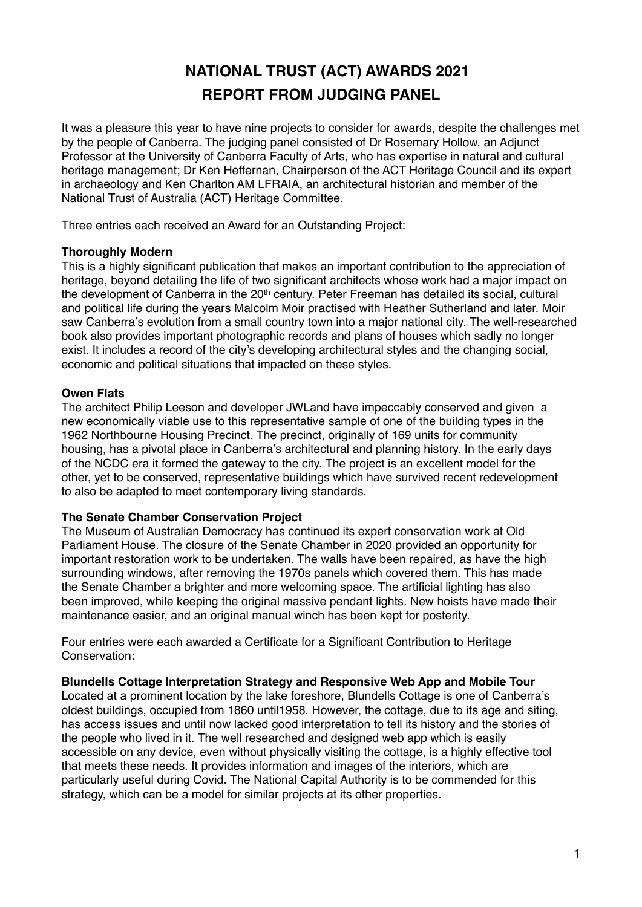# NATIONAL TRUST (ACT) AWARDS 2021
# REPORT FROM JUDGING PANEL

It was a pleasure this year to have nine projects to consider for awards, despite the challenges met by the people of Canberra. The judging panel consisted of Dr Rosemary Hollow, an Adjunct Professor at the University of Canberra Faculty of Arts, who has expertise in natural and cultural heritage management; Dr Ken Heffernan, Chairperson of the ACT Heritage Council and its expert in archaeology and Ken Charlton AM LFRAIA, an architectural historian and member of the National Trust of Australia (ACT) Heritage Committee.

Three entries each received an Award for an Outstanding Project:

**Thoroughly Modern**
This is a highly significant publication that makes an important contribution to the appreciation of heritage, beyond detailing the life of two significant architects whose work had a major impact on the development of Canberra in the 20th century. Peter Freeman has detailed its social, cultural and political life during the years Malcolm Moir practised with Heather Sutherland and later. Moir saw Canberra's evolution from a small country town into a major national city. The well-researched book also provides important photographic records and plans of houses which sadly no longer exist. It includes a record of the city's developing architectural styles and the changing social, economic and political situations that impacted on these styles.

**Owen Flats**
The architect Philip Leeson and developer JWLand have impeccably conserved and given a new economically viable use to this representative sample of one of the building types in the 1962 Northbourne Housing Precinct. The precinct, originally of 169 units for community housing, has a pivotal place in Canberra's architectural and planning history. In the early days of the NCDC era it formed the gateway to the city. The project is an excellent model for the other, yet to be conserved, representative buildings which have survived recent redevelopment to also be adapted to meet contemporary living standards.

**The Senate Chamber Conservation Project**
The Museum of Australian Democracy has continued its expert conservation work at Old Parliament House. The closure of the Senate Chamber in 2020 provided an opportunity for important restoration work to be undertaken. The walls have been repaired, as have the high surrounding windows, after removing the 1970s panels which covered them. This has made the Senate Chamber a brighter and more welcoming space. The artificial lighting has also been improved, while keeping the original massive pendant lights. New hoists have made their maintenance easier, and an original manual winch has been kept for posterity.

Four entries were each awarded a Certificate for a Significant Contribution to Heritage Conservation:

**Blundells Cottage Interpretation Strategy and Responsive Web App and Mobile Tour**
Located at a prominent location by the lake foreshore, Blundells Cottage is one of Canberra's oldest buildings, occupied from 1860 until1958. However, the cottage, due to its age and siting, has access issues and until now lacked good interpretation to tell its history and the stories of the people who lived in it. The well researched and designed web app which is easily accessible on any device, even without physically visiting the cottage, is a highly effective tool that meets these needs. It provides information and images of the interiors, which are particularly useful during Covid. The National Capital Authority is to be commended for this strategy, which can be a model for similar projects at its other properties.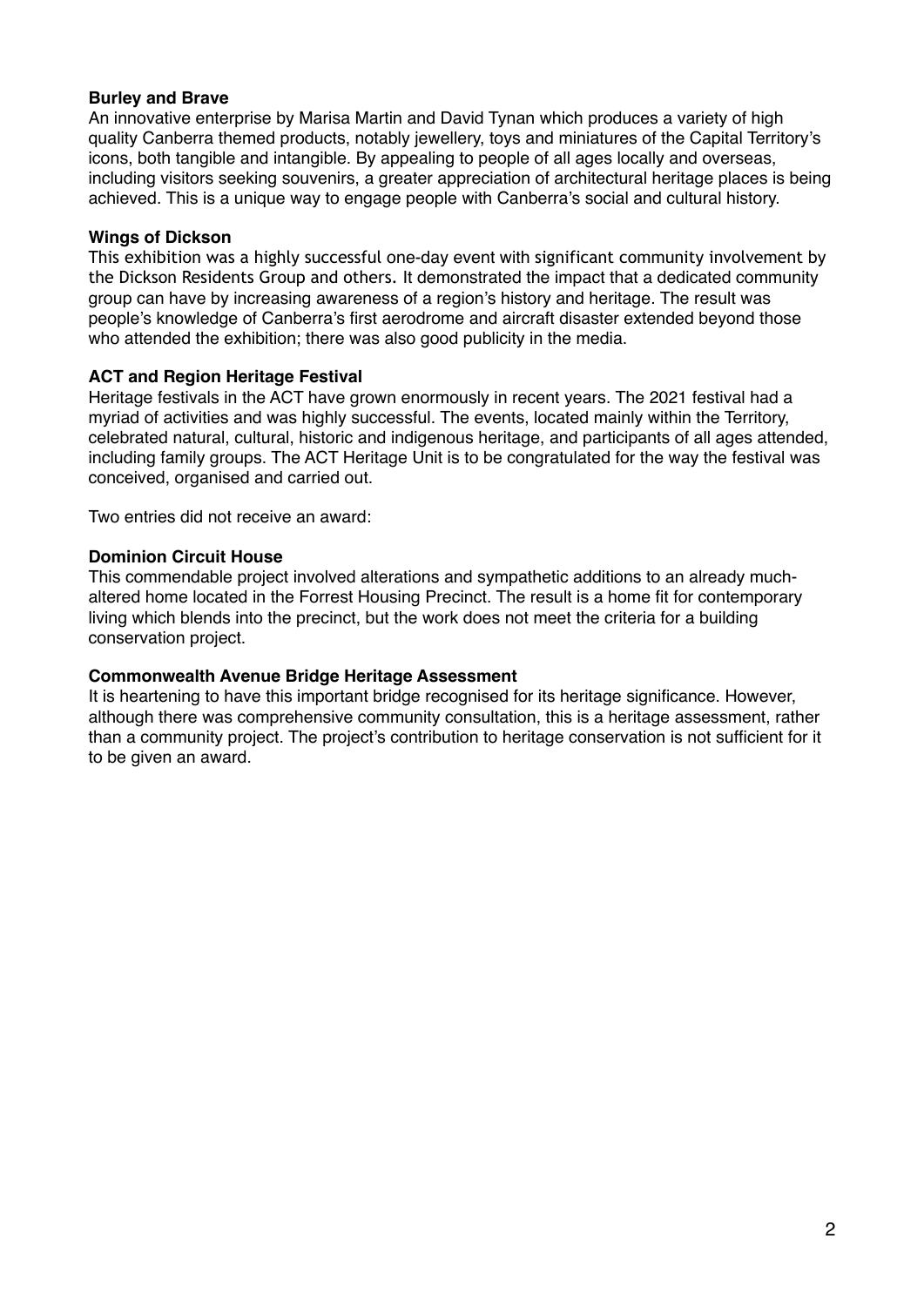**Burley and Brave**
An innovative enterprise by Marisa Martin and David Tynan which produces a variety of high quality Canberra themed products, notably jewellery, toys and miniatures of the Capital Territory's icons, both tangible and intangible. By appealing to people of all ages locally and overseas, including visitors seeking souvenirs, a greater appreciation of architectural heritage places is being achieved. This is a unique way to engage people with Canberra's social and cultural history.

**Wings of Dickson**
This exhibition was a highly successful one-day event with significant community involvement by the Dickson Residents Group and others. It demonstrated the impact that a dedicated community group can have by increasing awareness of a region's history and heritage. The result was people's knowledge of Canberra's first aerodrome and aircraft disaster extended beyond those who attended the exhibition; there was also good publicity in the media.

**ACT and Region Heritage Festival**
Heritage festivals in the ACT have grown enormously in recent years. The 2021 festival had a myriad of activities and was highly successful. The events, located mainly within the Territory, celebrated natural, cultural, historic and indigenous heritage, and participants of all ages attended, including family groups. The ACT Heritage Unit is to be congratulated for the way the festival was conceived, organised and carried out.

Two entries did not receive an award:

**Dominion Circuit House**
This commendable project involved alterations and sympathetic additions to an already much-altered home located in the Forrest Housing Precinct. The result is a home fit for contemporary living which blends into the precinct, but the work does not meet the criteria for a building conservation project.

**Commonwealth Avenue Bridge Heritage Assessment**
It is heartening to have this important bridge recognised for its heritage significance. However, although there was comprehensive community consultation, this is a heritage assessment, rather than a community project. The project's contribution to heritage conservation is not sufficient for it to be given an award.